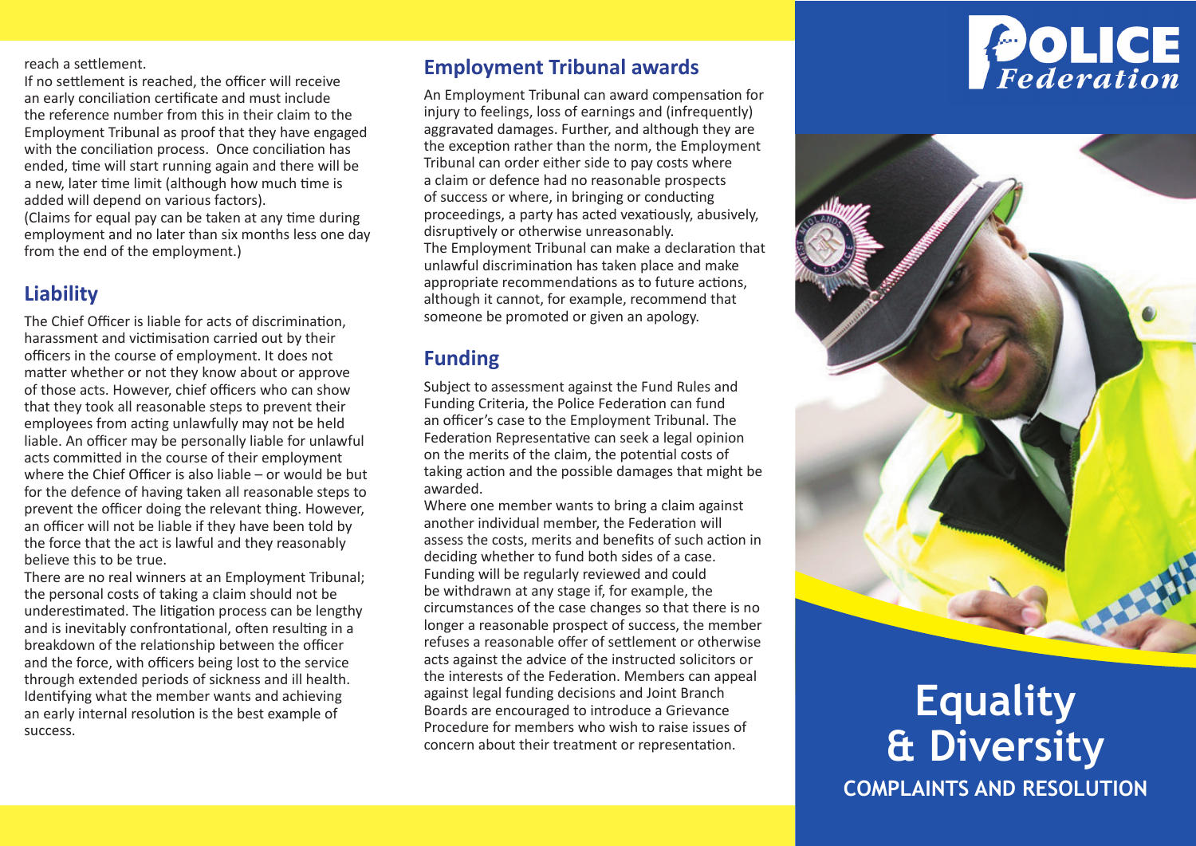reach a settlement.

If no settlement is reached, the officer will receive an early conciliation certificate and must include the reference number from this in their claim to the Employment Tribunal as proof that they have engaged with the conciliation process. Once conciliation has ended, time will start running again and there will be a new, later time limit (although how much time is added will depend on various factors).

(Claims for equal pay can be taken at any time during employment and no later than six months less one day from the end of the employment.)

## Liability

The Chief Officer is liable for acts of discrimination, harassment and victimisation carried out by their officers in the course of employment. It does not matter whether or not they know about or approve of those acts. However, chief officers who can show that they took all reasonable steps to prevent their employees from acting unlawfully may not be held liable. An officer may be personally liable for unlawful acts committed in the course of their employment where the Chief Officer is also liable – or would be but for the defence of having taken all reasonable steps to prevent the officer doing the relevant thing. However, an officer will not be liable if they have been told by the force that the act is lawful and they reasonably believe this to be true.

There are no real winners at an Employment Tribunal; the personal costs of taking a claim should not be underestimated. The litigation process can be lengthy and is inevitably confrontational, often resulting in a breakdown of the relationship between the officer and the force, with officers being lost to the service through extended periods of sickness and ill health. Identifying what the member wants and achieving an early internal resolution is the best example of success.

## Employment Tribunal awards

An Employment Tribunal can award compensation for injury to feelings, loss of earnings and (infrequently) aggravated damages. Further, and although they are the exception rather than the norm, the Employment Tribunal can order either side to pay costs where a claim or defence had no reasonable prospects of success or where, in bringing or conducting proceedings, a party has acted vexatiously, abusively, disruptively or otherwise unreasonably.

The Employment Tribunal can make a declaration that unlawful discrimination has taken place and make appropriate recommendations as to future actions, although it cannot, for example, recommend that someone be promoted or given an apology.

## Funding

Subject to assessment against the Fund Rules and Funding Criteria, the Police Federation can fund an officer's case to the Employment Tribunal. The Federation Representative can seek a legal opinion on the merits of the claim, the potential costs of taking action and the possible damages that might be awarded.

Where one member wants to bring a claim against another individual member, the Federation will assess the costs, merits and benefits of such action in deciding whether to fund both sides of a case.

Funding will be regularly reviewed and could be withdrawn at any stage if, for example, the circumstances of the case changes so that there is no longer a reasonable prospect of success, the member refuses a reasonable offer of settlement or otherwise acts against the advice of the instructed solicitors or the interests of the Federation. Members can appeal against legal funding decisions and Joint Branch Boards are encouraged to introduce a Grievance Procedure for members who wish to raise issues of concern about their treatment or representation.

POLICE *Federation*

# Equality & Diversity

## COMPLAINTS AND RESOLUTION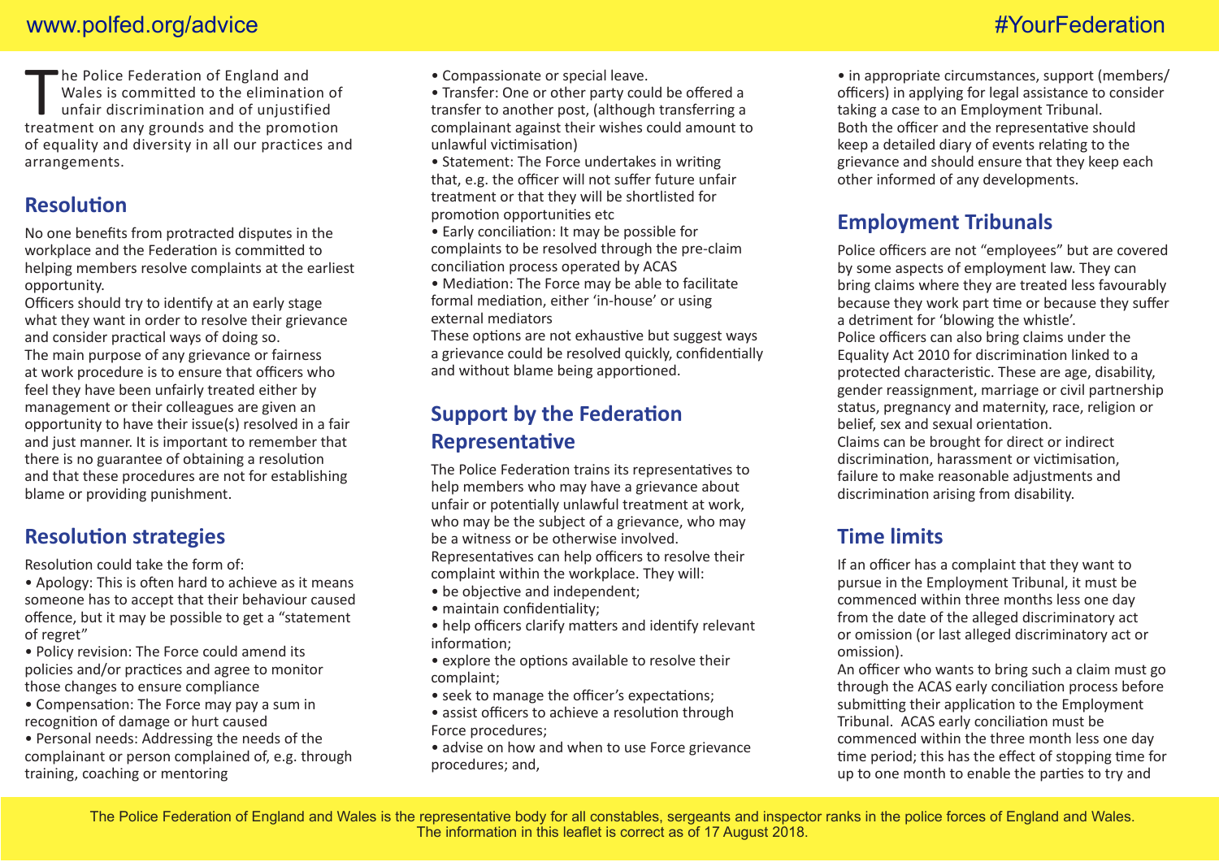The Police Federation of England and Wales is committed to the elimination of unfair discrimination and of unjustified treatment on any grounds and the promotion of equality and diversity in all our practices and arrangements.

## Resolution

No one benefits from protracted disputes in the workplace and the Federation is committed to helping members resolve complaints at the earliest opportunity.

Officers should try to identify at an early stage what they want in order to resolve their grievance and consider practical ways of doing so.

The main purpose of any grievance or fairness at work procedure is to ensure that officers who feel they have been unfairly treated either by management or their colleagues are given an opportunity to have their issue(s) resolved in a fair and just manner. It is important to remember that there is no guarantee of obtaining a resolution and that these procedures are not for establishing blame or providing punishment.

## Resolution strategies

Resolution could take the form of:

- Apology: This is often hard to achieve as it means someone has to accept that their behaviour caused offence, but it may be possible to get a "statement of regret"
- Policy revision: The Force could amend its policies and/or practices and agree to monitor those changes to ensure compliance
- Compensation: The Force may pay a sum in recognition of damage or hurt caused
- Personal needs: Addressing the needs of the complainant or person complained of, e.g. through training, coaching or mentoring
- Compassionate or special leave.
- Transfer: One or other party could be offered a transfer to another post, (although transferring a complainant against their wishes could amount to unlawful victimisation)
- Statement: The Force undertakes in writing that, e.g. the officer will not suffer future unfair treatment or that they will be shortlisted for promotion opportunities etc
- Early conciliation: It may be possible for complaints to be resolved through the pre-claim conciliation process operated by ACAS
- Mediation: The Force may be able to facilitate formal mediation, either 'in-house' or using external mediators

These options are not exhaustive but suggest ways a grievance could be resolved quickly, confidentially and without blame being apportioned.

## Support by the Federation Representative

The Police Federation trains its representatives to help members who may have a grievance about unfair or potentially unlawful treatment at work, who may be the subject of a grievance, who may be a witness or be otherwise involved.

Representatives can help officers to resolve their complaint within the workplace. They will:

- be objective and independent;
- maintain confidentiality;
- help officers clarify matters and identify relevant information;
- explore the options available to resolve their complaint;
- seek to manage the officer's expectations;
- assist officers to achieve a resolution through Force procedures;
- advise on how and when to use Force grievance procedures; and,
- in appropriate circumstances, support (members/officers) in applying for legal assistance to consider taking a case to an Employment Tribunal.

Both the officer and the representative should keep a detailed diary of events relating to the grievance and should ensure that they keep each other informed of any developments.

## Employment Tribunals

Police officers are not "employees" but are covered by some aspects of employment law. They can bring claims where they are treated less favourably because they work part time or because they suffer a detriment for 'blowing the whistle'.

Police officers can also bring claims under the Equality Act 2010 for discrimination linked to a protected characteristic. These are age, disability, gender reassignment, marriage or civil partnership status, pregnancy and maternity, race, religion or belief, sex and sexual orientation.

Claims can be brought for direct or indirect discrimination, harassment or victimisation, failure to make reasonable adjustments and discrimination arising from disability.

## Time limits

If an officer has a complaint that they want to pursue in the Employment Tribunal, it must be commenced within three months less one day from the date of the alleged discriminatory act or omission (or last alleged discriminatory act or omission).

An officer who wants to bring such a claim must go through the ACAS early conciliation process before submitting their application to the Employment Tribunal. ACAS early conciliation must be commenced within the three month less one day time period; this has the effect of stopping time for up to one month to enable the parties to try and

The Police Federation of England and Wales is the representative body for all constables, sergeants and inspector ranks in the police forces of England and Wales.
The information in this leaflet is correct as of 17 August 2018.